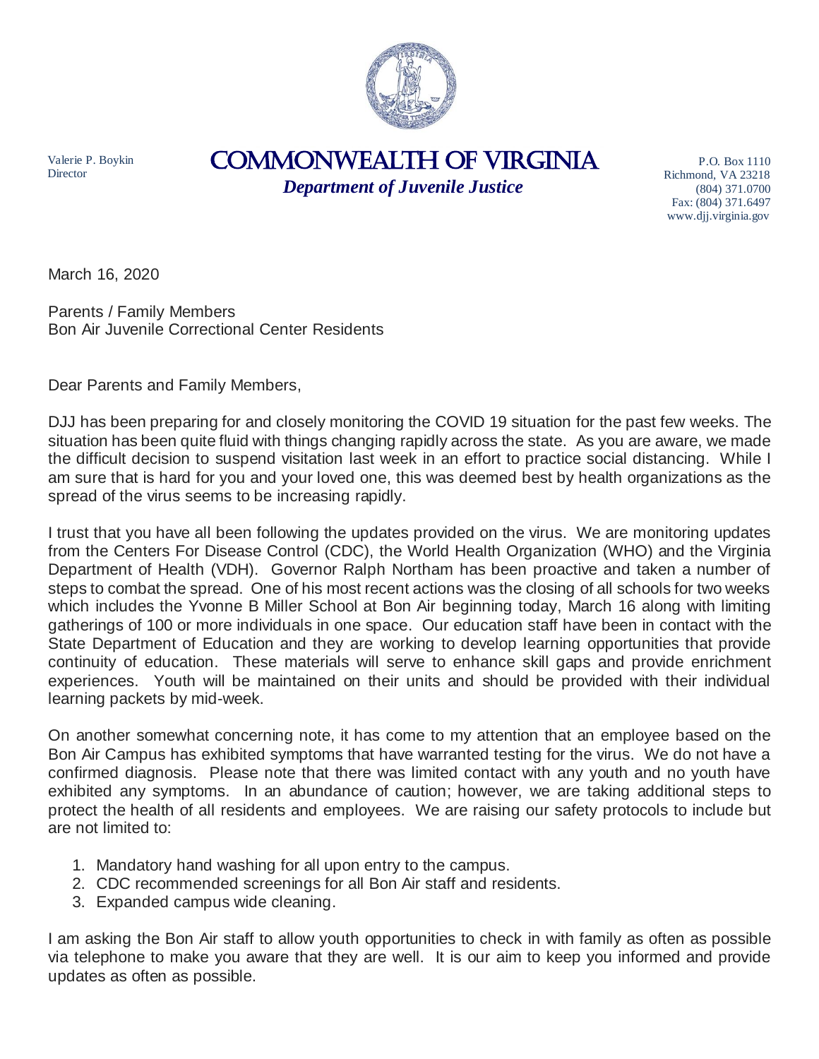Valerie P. Boykin
Director

# COMMONWEALTH OF VIRGINIA

***Department of Juvenile Justice***

P.O. Box 1110
Richmond, VA 23218
(804) 371.0700
Fax: (804) 371.6497
www.djj.virginia.gov

March 16, 2020

Parents / Family Members
Bon Air Juvenile Correctional Center Residents

Dear Parents and Family Members,

DJJ has been preparing for and closely monitoring the COVID 19 situation for the past few weeks. The situation has been quite fluid with things changing rapidly across the state. As you are aware, we made the difficult decision to suspend visitation last week in an effort to practice social distancing. While I am sure that is hard for you and your loved one, this was deemed best by health organizations as the spread of the virus seems to be increasing rapidly.

I trust that you have all been following the updates provided on the virus. We are monitoring updates from the Centers For Disease Control (CDC), the World Health Organization (WHO) and the Virginia Department of Health (VDH). Governor Ralph Northam has been proactive and taken a number of steps to combat the spread. One of his most recent actions was the closing of all schools for two weeks which includes the Yvonne B Miller School at Bon Air beginning today, March 16 along with limiting gatherings of 100 or more individuals in one space. Our education staff have been in contact with the State Department of Education and they are working to develop learning opportunities that provide continuity of education. These materials will serve to enhance skill gaps and provide enrichment experiences. Youth will be maintained on their units and should be provided with their individual learning packets by mid-week.

On another somewhat concerning note, it has come to my attention that an employee based on the Bon Air Campus has exhibited symptoms that have warranted testing for the virus. We do not have a confirmed diagnosis. Please note that there was limited contact with any youth and no youth have exhibited any symptoms. In an abundance of caution; however, we are taking additional steps to protect the health of all residents and employees. We are raising our safety protocols to include but are not limited to:

1. Mandatory hand washing for all upon entry to the campus.
2. CDC recommended screenings for all Bon Air staff and residents.
3. Expanded campus wide cleaning.

I am asking the Bon Air staff to allow youth opportunities to check in with family as often as possible via telephone to make you aware that they are well. It is our aim to keep you informed and provide updates as often as possible.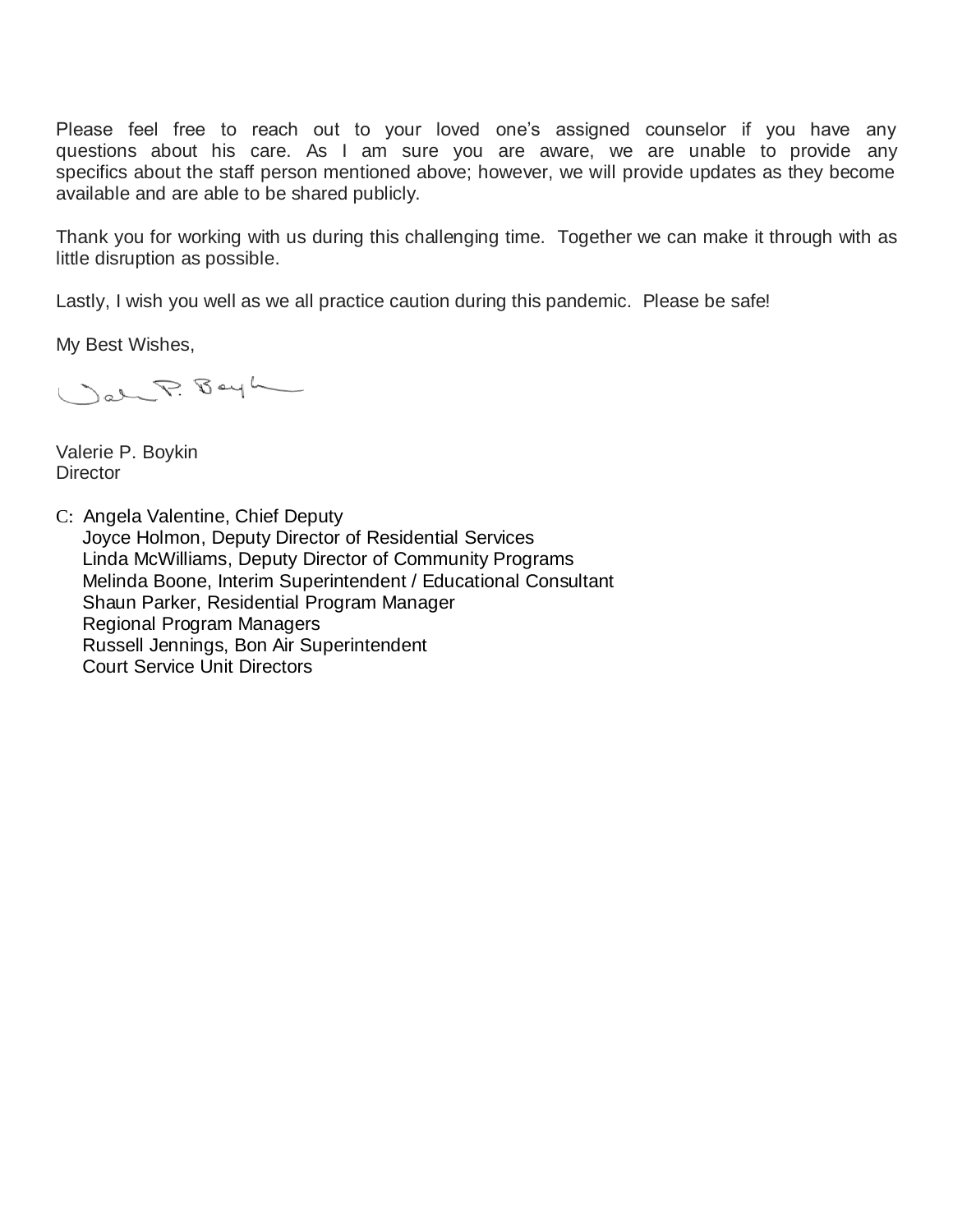Please feel free to reach out to your loved one's assigned counselor if you have any questions about his care. As I am sure you are aware, we are unable to provide any specifics about the staff person mentioned above; however, we will provide updates as they become available and are able to be shared publicly.

Thank you for working with us during this challenging time. Together we can make it through with as little disruption as possible.

Lastly, I wish you well as we all practice caution during this pandemic. Please be safe!

My Best Wishes,

Valerie P. Boykin
Director

C: Angela Valentine, Chief Deputy
Joyce Holmon, Deputy Director of Residential Services
Linda McWilliams, Deputy Director of Community Programs
Melinda Boone, Interim Superintendent / Educational Consultant
Shaun Parker, Residential Program Manager
Regional Program Managers
Russell Jennings, Bon Air Superintendent
Court Service Unit Directors